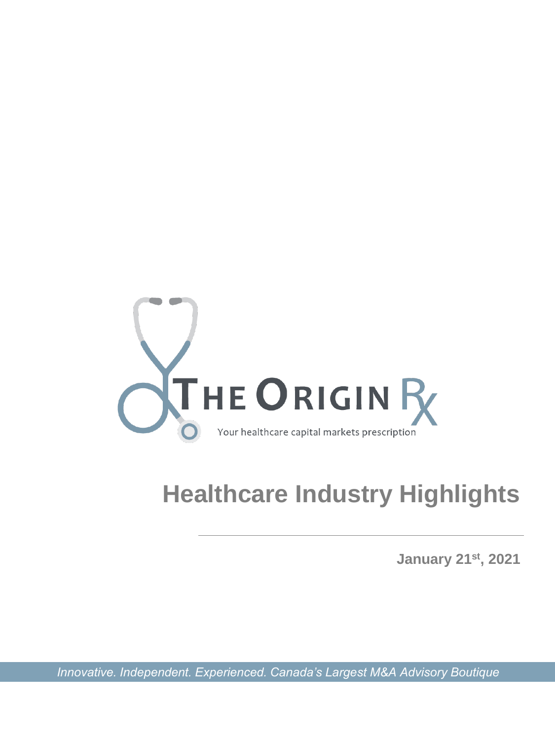THE ORIGIN Rx

Your healthcare capital markets prescription

# Healthcare Industry Highlights

**January 21st, 2021**

*Innovative. Independent. Experienced. Canada's Largest M&A Advisory Boutique*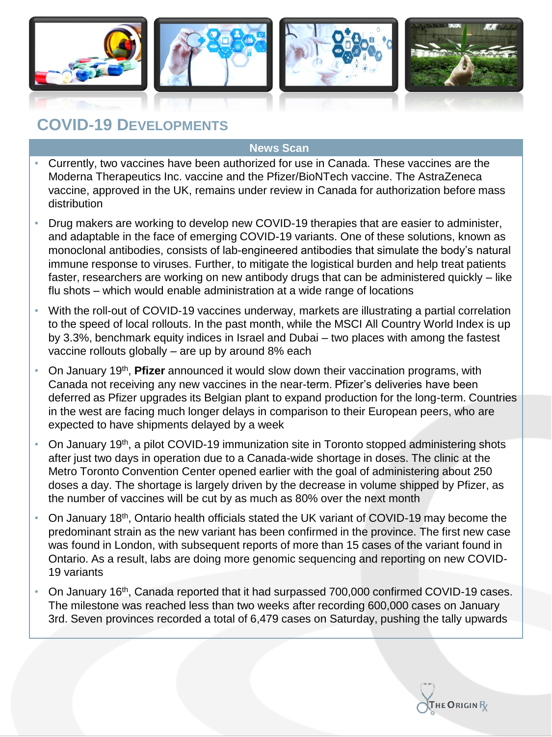## COVID-19 DEVELOPMENTS

### News Scan

- Currently, two vaccines have been authorized for use in Canada. These vaccines are the Moderna Therapeutics Inc. vaccine and the Pfizer/BioNTech vaccine. The AstraZeneca vaccine, approved in the UK, remains under review in Canada for authorization before mass distribution
- Drug makers are working to develop new COVID-19 therapies that are easier to administer, and adaptable in the face of emerging COVID-19 variants. One of these solutions, known as monoclonal antibodies, consists of lab-engineered antibodies that simulate the body's natural immune response to viruses. Further, to mitigate the logistical burden and help treat patients faster, researchers are working on new antibody drugs that can be administered quickly – like flu shots – which would enable administration at a wide range of locations
- With the roll-out of COVID-19 vaccines underway, markets are illustrating a partial correlation to the speed of local rollouts. In the past month, while the MSCI All Country World Index is up by 3.3%, benchmark equity indices in Israel and Dubai – two places with among the fastest vaccine rollouts globally – are up by around 8% each
- On January 19th, **Pfizer** announced it would slow down their vaccination programs, with Canada not receiving any new vaccines in the near-term. Pfizer's deliveries have been deferred as Pfizer upgrades its Belgian plant to expand production for the long-term. Countries in the west are facing much longer delays in comparison to their European peers, who are expected to have shipments delayed by a week
- On January 19th, a pilot COVID-19 immunization site in Toronto stopped administering shots after just two days in operation due to a Canada-wide shortage in doses. The clinic at the Metro Toronto Convention Center opened earlier with the goal of administering about 250 doses a day. The shortage is largely driven by the decrease in volume shipped by Pfizer, as the number of vaccines will be cut by as much as 80% over the next month
- On January 18th, Ontario health officials stated the UK variant of COVID-19 may become the predominant strain as the new variant has been confirmed in the province. The first new case was found in London, with subsequent reports of more than 15 cases of the variant found in Ontario. As a result, labs are doing more genomic sequencing and reporting on new COVID-19 variants
- On January 16th, Canada reported that it had surpassed 700,000 confirmed COVID-19 cases. The milestone was reached less than two weeks after recording 600,000 cases on January 3rd. Seven provinces recorded a total of 6,479 cases on Saturday, pushing the tally upwards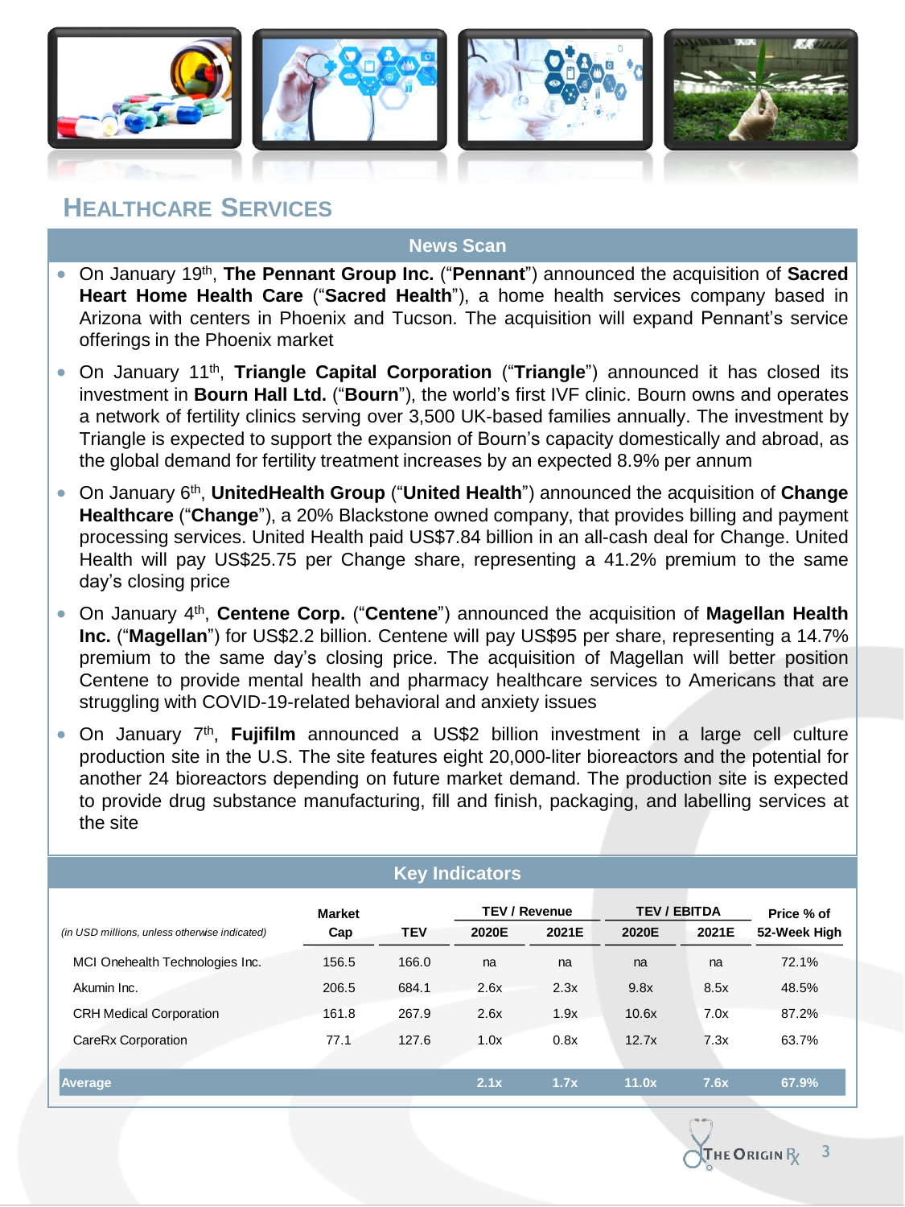# HEALTHCARE SERVICES

## News Scan

- On January 19th, **The Pennant Group Inc.** ("**Pennant**") announced the acquisition of **Sacred Heart Home Health Care** ("**Sacred Health**"), a home health services company based in Arizona with centers in Phoenix and Tucson. The acquisition will expand Pennant's service offerings in the Phoenix market
- On January 11th, **Triangle Capital Corporation** ("**Triangle**") announced it has closed its investment in **Bourn Hall Ltd.** ("**Bourn**"), the world's first IVF clinic. Bourn owns and operates a network of fertility clinics serving over 3,500 UK-based families annually. The investment by Triangle is expected to support the expansion of Bourn's capacity domestically and abroad, as the global demand for fertility treatment increases by an expected 8.9% per annum
- On January 6th, **UnitedHealth Group** ("**United Health**") announced the acquisition of **Change Healthcare** ("**Change**"), a 20% Blackstone owned company, that provides billing and payment processing services. United Health paid US$7.84 billion in an all-cash deal for Change. United Health will pay US$25.75 per Change share, representing a 41.2% premium to the same day's closing price
- On January 4th, **Centene Corp.** ("**Centene**") announced the acquisition of **Magellan Health Inc.** ("**Magellan**") for US$2.2 billion. Centene will pay US$95 per share, representing a 14.7% premium to the same day's closing price. The acquisition of Magellan will better position Centene to provide mental health and pharmacy healthcare services to Americans that are struggling with COVID-19-related behavioral and anxiety issues
- On January 7th, **Fujifilm** announced a US$2 billion investment in a large cell culture production site in the U.S. The site features eight 20,000-liter bioreactors and the potential for another 24 bioreactors depending on future market demand. The production site is expected to provide drug substance manufacturing, fill and finish, packaging, and labelling services at the site

## Key Indicators

| *(in USD millions, unless otherwise indicated)* | Market Cap | TEV | TEV / Revenue | | TEV / EBITDA | | Price % of 52-Week High |
|---|---|---|---|---|---|---|---|
| | | | 2020E | 2021E | 2020E | 2021E | |
| MCI Onehealth Technologies Inc. | 156.5 | 166.0 | na | na | na | na | 72.1% |
| Akumin Inc. | 206.5 | 684.1 | 2.6x | 2.3x | 9.8x | 8.5x | 48.5% |
| CRH Medical Corporation | 161.8 | 267.9 | 2.6x | 1.9x | 10.6x | 7.0x | 87.2% |
| CareRx Corporation | 77.1 | 127.6 | 1.0x | 0.8x | 12.7x | 7.3x | 63.7% |
| **Average** | | | **2.1x** | **1.7x** | **11.0x** | **7.6x** | **67.9%** |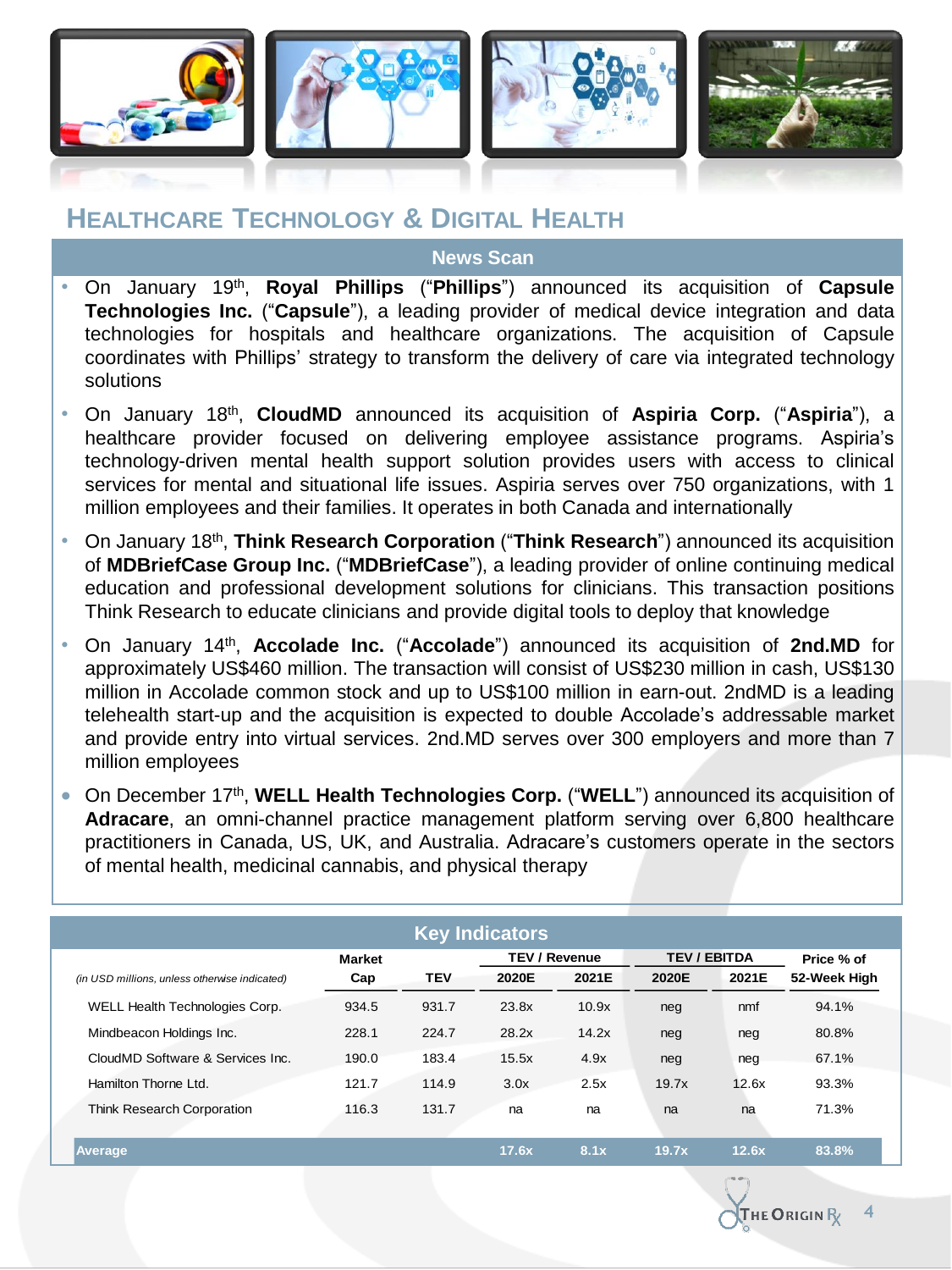# Healthcare Technology & Digital Health

## News Scan

- On January 19th, **Royal Phillips** ("**Phillips**") announced its acquisition of **Capsule Technologies Inc.** ("**Capsule**"), a leading provider of medical device integration and data technologies for hospitals and healthcare organizations. The acquisition of Capsule coordinates with Phillips' strategy to transform the delivery of care via integrated technology solutions
- On January 18th, **CloudMD** announced its acquisition of **Aspiria Corp.** ("**Aspiria**"), a healthcare provider focused on delivering employee assistance programs. Aspiria's technology-driven mental health support solution provides users with access to clinical services for mental and situational life issues. Aspiria serves over 750 organizations, with 1 million employees and their families. It operates in both Canada and internationally
- On January 18th, **Think Research Corporation** ("**Think Research**") announced its acquisition of **MDBriefCase Group Inc.** ("**MDBriefCase**"), a leading provider of online continuing medical education and professional development solutions for clinicians. This transaction positions Think Research to educate clinicians and provide digital tools to deploy that knowledge
- On January 14th, **Accolade Inc.** ("**Accolade**") announced its acquisition of **2nd.MD** for approximately US$460 million. The transaction will consist of US$230 million in cash, US$130 million in Accolade common stock and up to US$100 million in earn-out. 2ndMD is a leading telehealth start-up and the acquisition is expected to double Accolade's addressable market and provide entry into virtual services. 2nd.MD serves over 300 employers and more than 7 million employees
- On December 17th, **WELL Health Technologies Corp.** ("**WELL**") announced its acquisition of **Adracare**, an omni-channel practice management platform serving over 6,800 healthcare practitioners in Canada, US, UK, and Australia. Adracare's customers operate in the sectors of mental health, medicinal cannabis, and physical therapy

## Key Indicators

| *(in USD millions, unless otherwise indicated)* | Market Cap | TEV | TEV / Revenue 2020E | TEV / Revenue 2021E | TEV / EBITDA 2020E | TEV / EBITDA 2021E | Price % of 52-Week High |
|---|---|---|---|---|---|---|---|
| WELL Health Technologies Corp. | 934.5 | 931.7 | 23.8x | 10.9x | neg | nmf | 94.1% |
| Mindbeacon Holdings Inc. | 228.1 | 224.7 | 28.2x | 14.2x | neg | neg | 80.8% |
| CloudMD Software & Services Inc. | 190.0 | 183.4 | 15.5x | 4.9x | neg | neg | 67.1% |
| Hamilton Thorne Ltd. | 121.7 | 114.9 | 3.0x | 2.5x | 19.7x | 12.6x | 93.3% |
| Think Research Corporation | 116.3 | 131.7 | na | na | na | na | 71.3% |
| **Average** | | | **17.6x** | **8.1x** | **19.7x** | **12.6x** | **83.8%** |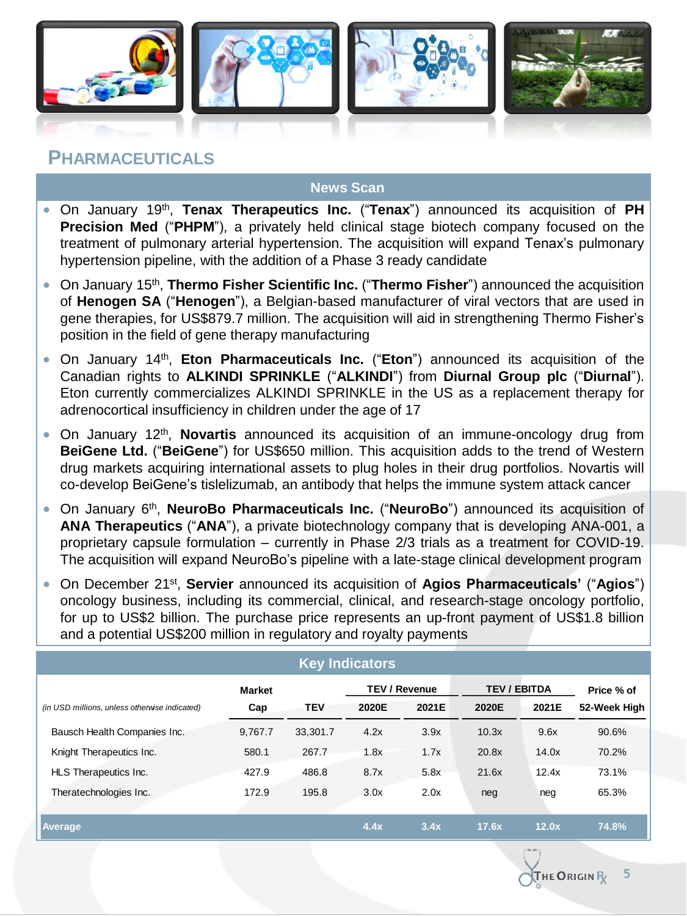## PHARMACEUTICALS

### News Scan

- On January 19th, **Tenax Therapeutics Inc.** ("**Tenax**") announced its acquisition of **PH Precision Med** ("**PHPM**"), a privately held clinical stage biotech company focused on the treatment of pulmonary arterial hypertension. The acquisition will expand Tenax's pulmonary hypertension pipeline, with the addition of a Phase 3 ready candidate
- On January 15th, **Thermo Fisher Scientific Inc.** ("**Thermo Fisher**") announced the acquisition of **Henogen SA** ("**Henogen**"), a Belgian-based manufacturer of viral vectors that are used in gene therapies, for US$879.7 million. The acquisition will aid in strengthening Thermo Fisher's position in the field of gene therapy manufacturing
- On January 14th, **Eton Pharmaceuticals Inc.** ("**Eton**") announced its acquisition of the Canadian rights to **ALKINDI SPRINKLE** ("**ALKINDI**") from **Diurnal Group plc** ("**Diurnal**"). Eton currently commercializes ALKINDI SPRINKLE in the US as a replacement therapy for adrenocortical insufficiency in children under the age of 17
- On January 12th, **Novartis** announced its acquisition of an immune-oncology drug from **BeiGene Ltd.** ("**BeiGene**") for US$650 million. This acquisition adds to the trend of Western drug markets acquiring international assets to plug holes in their drug portfolios. Novartis will co-develop BeiGene's tislelizumab, an antibody that helps the immune system attack cancer
- On January 6th, **NeuroBo Pharmaceuticals Inc.** ("**NeuroBo**") announced its acquisition of **ANA Therapeutics** ("**ANA**"), a private biotechnology company that is developing ANA-001, a proprietary capsule formulation – currently in Phase 2/3 trials as a treatment for COVID-19. The acquisition will expand NeuroBo's pipeline with a late-stage clinical development program
- On December 21st, **Servier** announced its acquisition of **Agios Pharmaceuticals'** ("**Agios**") oncology business, including its commercial, clinical, and research-stage oncology portfolio, for up to US$2 billion. The purchase price represents an up-front payment of US$1.8 billion and a potential US$200 million in regulatory and royalty payments

### Key Indicators

| *(in USD millions, unless otherwise indicated)* | Market Cap | TEV | TEV / Revenue 2020E | TEV / Revenue 2021E | TEV / EBITDA 2020E | TEV / EBITDA 2021E | Price % of 52-Week High |
|---|---|---|---|---|---|---|---|
| Bausch Health Companies Inc. | 9,767.7 | 33,301.7 | 4.2x | 3.9x | 10.3x | 9.6x | 90.6% |
| Knight Therapeutics Inc. | 580.1 | 267.7 | 1.8x | 1.7x | 20.8x | 14.0x | 70.2% |
| HLS Therapeutics Inc. | 427.9 | 486.8 | 8.7x | 5.8x | 21.6x | 12.4x | 73.1% |
| Theratechnologies Inc. | 172.9 | 195.8 | 3.0x | 2.0x | neg | neg | 65.3% |
| **Average** | | | **4.4x** | **3.4x** | **17.6x** | **12.0x** | **74.8%** |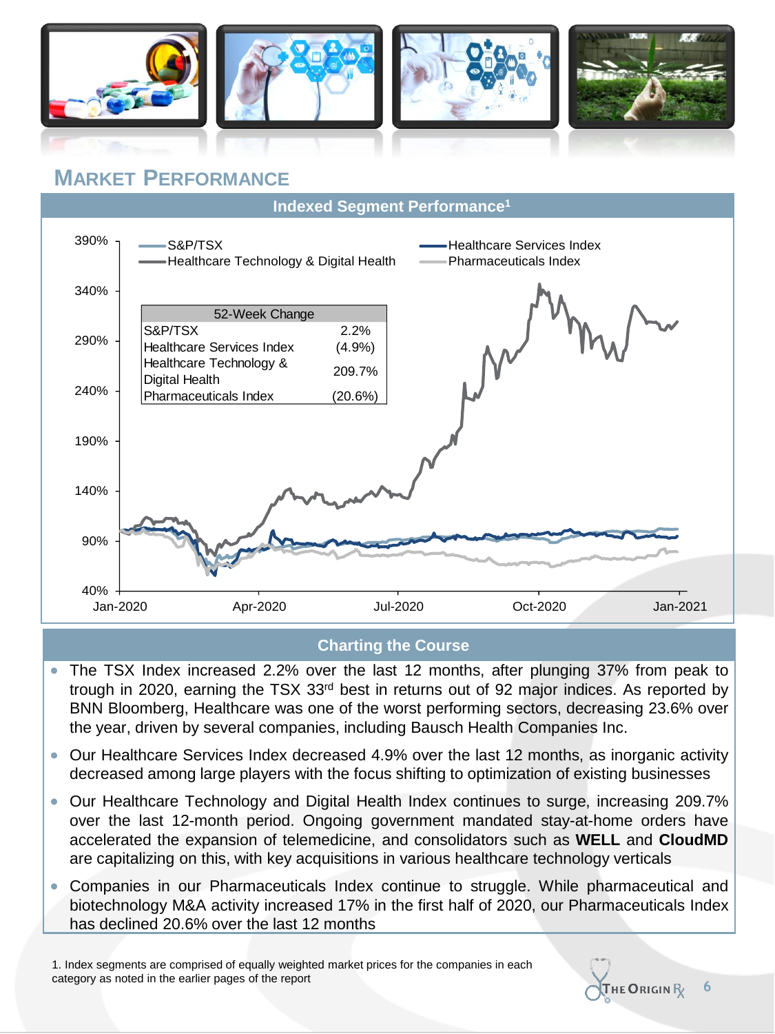## MARKET PERFORMANCE

### Indexed Segment Performance[1]

| 52-Week Change | |
|---|---|
| S&P/TSX | 2.2% |
| Healthcare Services Index | (4.9%) |
| Healthcare Technology & Digital Health | 209.7% |
| Pharmaceuticals Index | (20.6%) |

### Charting the Course

- The TSX Index increased 2.2% over the last 12 months, after plunging 37% from peak to trough in 2020, earning the TSX 33rd best in returns out of 92 major indices. As reported by BNN Bloomberg, Healthcare was one of the worst performing sectors, decreasing 23.6% over the year, driven by several companies, including Bausch Health Companies Inc.
- Our Healthcare Services Index decreased 4.9% over the last 12 months, as inorganic activity decreased among large players with the focus shifting to optimization of existing businesses
- Our Healthcare Technology and Digital Health Index continues to surge, increasing 209.7% over the last 12-month period. Ongoing government mandated stay-at-home orders have accelerated the expansion of telemedicine, and consolidators such as **WELL** and **CloudMD** are capitalizing on this, with key acquisitions in various healthcare technology verticals
- Companies in our Pharmaceuticals Index continue to struggle. While pharmaceutical and biotechnology M&A activity increased 17% in the first half of 2020, our Pharmaceuticals Index has declined 20.6% over the last 12 months

1. Index segments are comprised of equally weighted market prices for the companies in each category as noted in the earlier pages of the report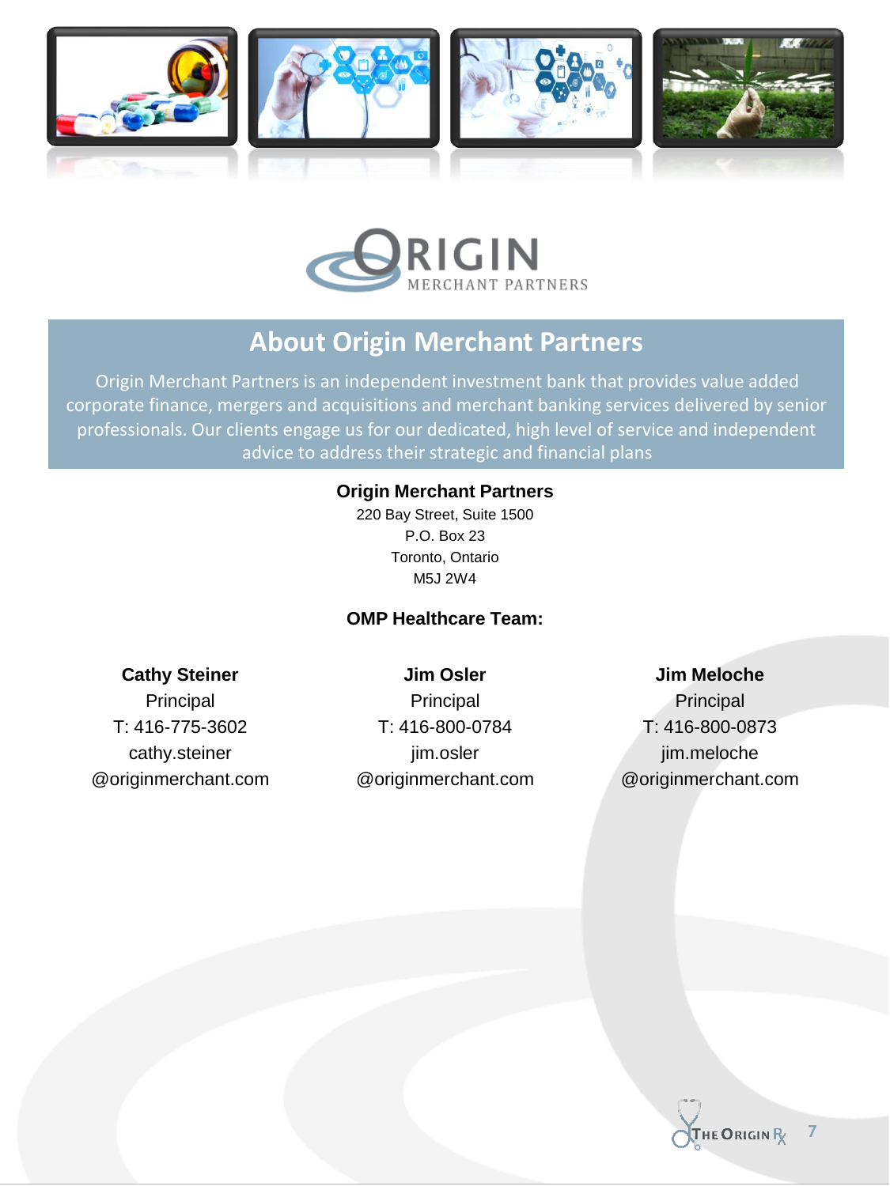## About Origin Merchant Partners

Origin Merchant Partners is an independent investment bank that provides value added corporate finance, mergers and acquisitions and merchant banking services delivered by senior professionals. Our clients engage us for our dedicated, high level of service and independent advice to address their strategic and financial plans

**Origin Merchant Partners**
220 Bay Street, Suite 1500
P.O. Box 23
Toronto, Ontario
M5J 2W4

**OMP Healthcare Team:**

**Cathy Steiner**
Principal
T: 416-775-3602
cathy.steiner@originmerchant.com

**Jim Osler**
Principal
T: 416-800-0784
jim.osler@originmerchant.com

**Jim Meloche**
Principal
T: 416-800-0873
jim.meloche@originmerchant.com